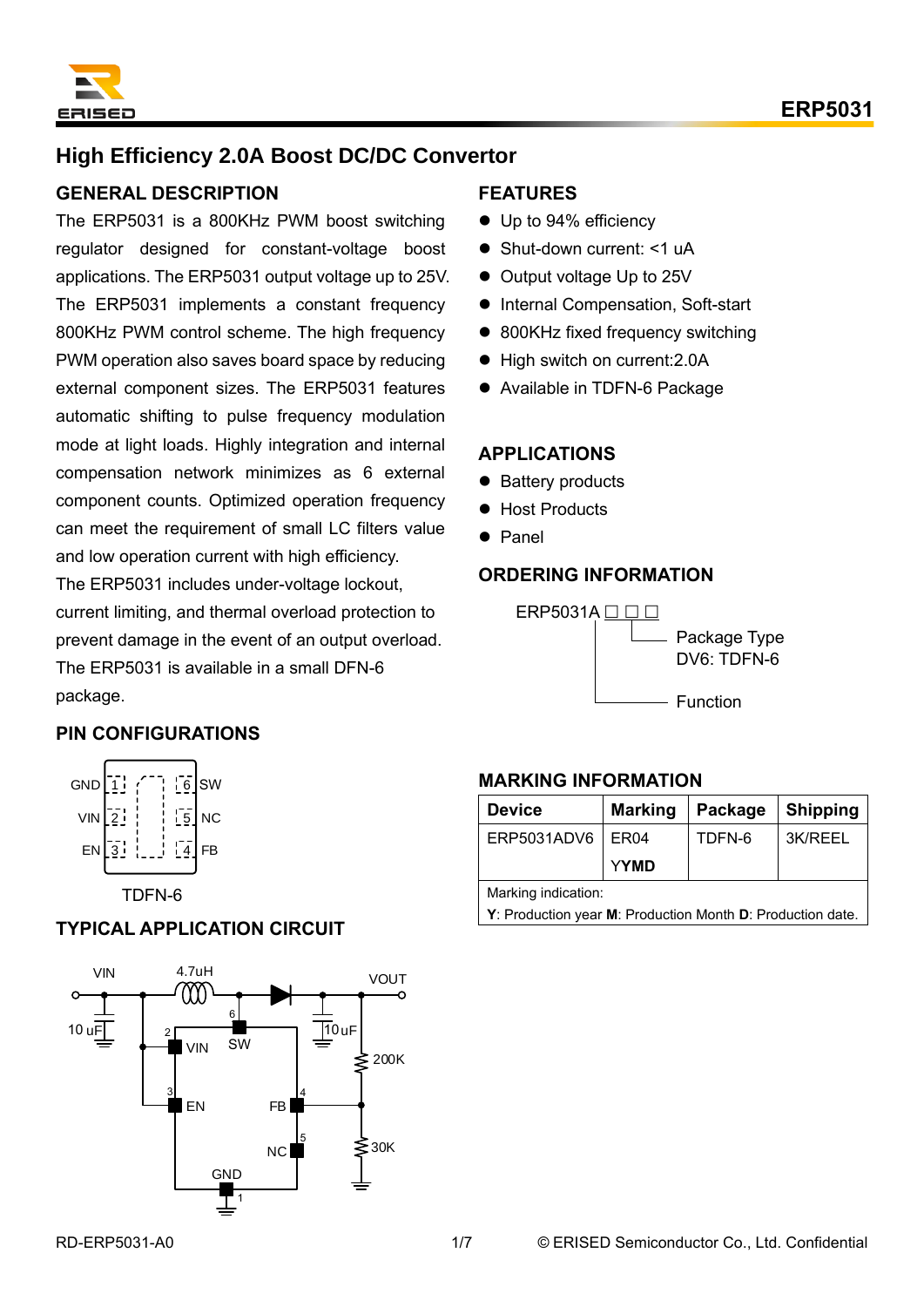# High Efficiency 2.0A Boost DC/DC Convertor

## GENERAL DESCRIPTION

The ERP5031 is a 800KHz PWM boost switching regulator designed for constant-voltage boost applications. The ERP5031 output voltage up to 25V. The ERP5031 implements a constant frequency 800KHz PWM control scheme. The high frequency PWM operation also saves board space by reducing external component sizes. The ERP5031 features automatic shifting to pulse frequency modulation mode at light loads. Highly integration and internal compensation network minimizes as 6 external component counts. Optimized operation frequency can meet the requirement of small LC filters value and low operation current with high efficiency.

The ERP5031 includes under-voltage lockout, current limiting, and thermal overload protection to prevent damage in the event of an output overload. The ERP5031 is available in a small DFN-6 package.

## PIN CONFIGURATIONS

GND 1 — 6 SW
VIN 2 — 5 NC
EN 3 — 4 FB

TDFN-6

## TYPICAL APPLICATION CIRCUIT

VIN, 10 uF, 4.7uH, VOUT, 10 uF, 200K, 30K
Pins: 1 GND, 2 VIN, 3 EN, 4 FB, 5 NC, 6 SW

## FEATURES

- Up to 94% efficiency
- Shut-down current: <1 uA
- Output voltage Up to 25V
- Internal Compensation, Soft-start
- 800KHz fixed frequency switching
- High switch on current:2.0A
- Available in TDFN-6 Package

## APPLICATIONS

- Battery products
- Host Products
- Panel

## ORDERING INFORMATION

ERP5031A □ □ □

- Package Type: DV6: TDFN-6
- Function

## MARKING INFORMATION

| Device | Marking | Package | Shipping |
|---|---|---|---|
| ERP5031ADV6 | ER04<br>YYMD | TDFN-6 | 3K/REEL |

Marking indication:
**Y**: Production year **M**: Production Month **D**: Production date.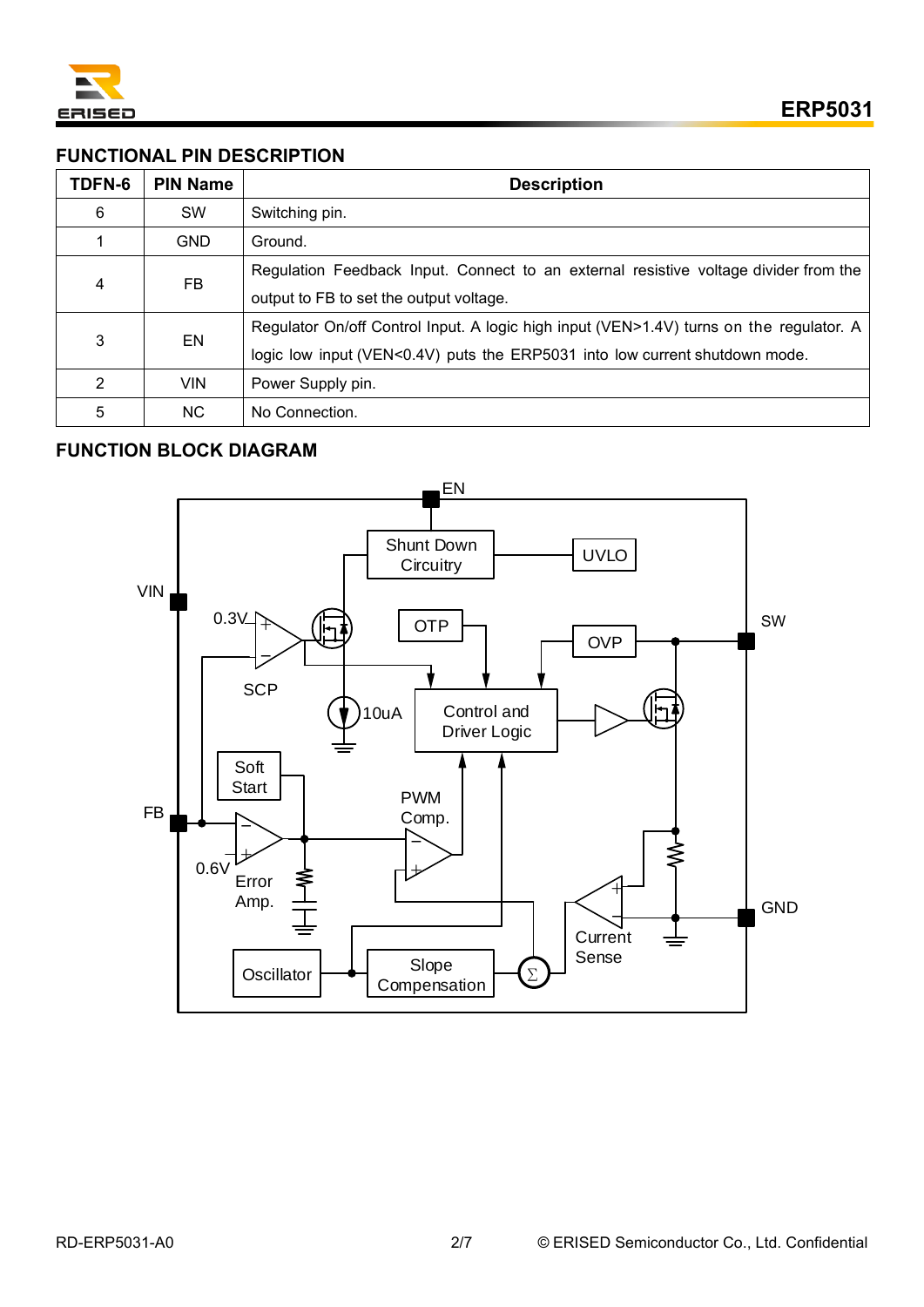## FUNCTIONAL PIN DESCRIPTION

| TDFN-6 | PIN Name | Description |
|---|---|---|
| 6 | SW | Switching pin. |
| 1 | GND | Ground. |
| 4 | FB | Regulation Feedback Input. Connect to an external resistive voltage divider from the output to FB to set the output voltage. |
| 3 | EN | Regulator On/off Control Input. A logic high input (VEN>1.4V) turns on the regulator. A logic low input (VEN<0.4V) puts the ERP5031 into low current shutdown mode. |
| 2 | VIN | Power Supply pin. |
| 5 | NC | No Connection. |

## FUNCTION BLOCK DIAGRAM

EN
Shunt Down Circuitry
UVLO
VIN
0.3V
SCP
OTP
OVP
SW
10uA
Control and Driver Logic
Soft Start
PWM Comp.
FB
0.6V
Error Amp.
GND
Current Sense
Oscillator
Slope Compensation
Σ